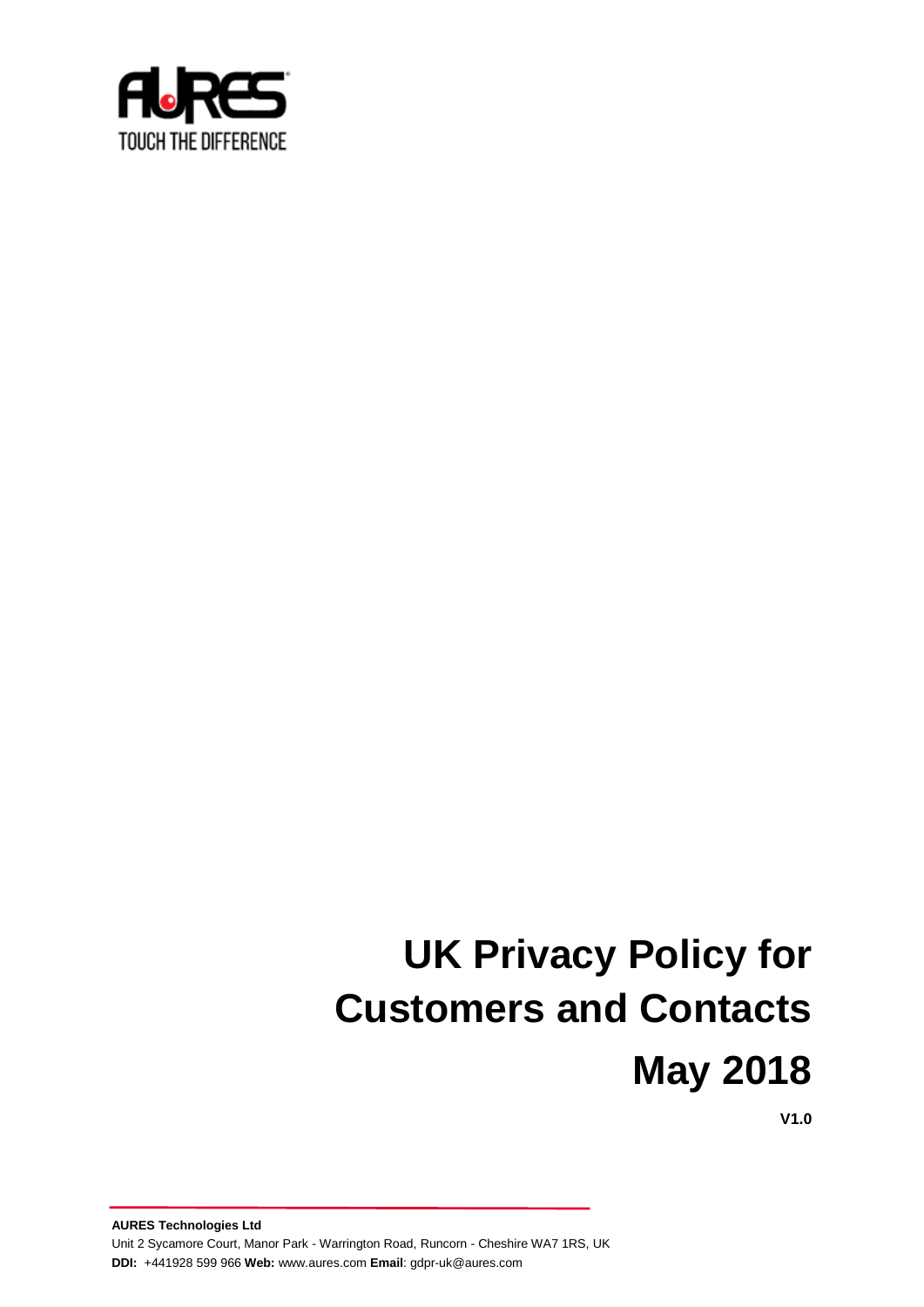AURES

TOUCH THE DIFFERENCE

# UK Privacy Policy for Customers and Contacts

# May 2018

**V1.0**

**AURES Technologies Ltd**

Unit 2 Sycamore Court, Manor Park - Warrington Road, Runcorn - Cheshire WA7 1RS, UK

**DDI:** +441928 599 966 **Web:** www.aures.com **Email**: gdpr-uk@aures.com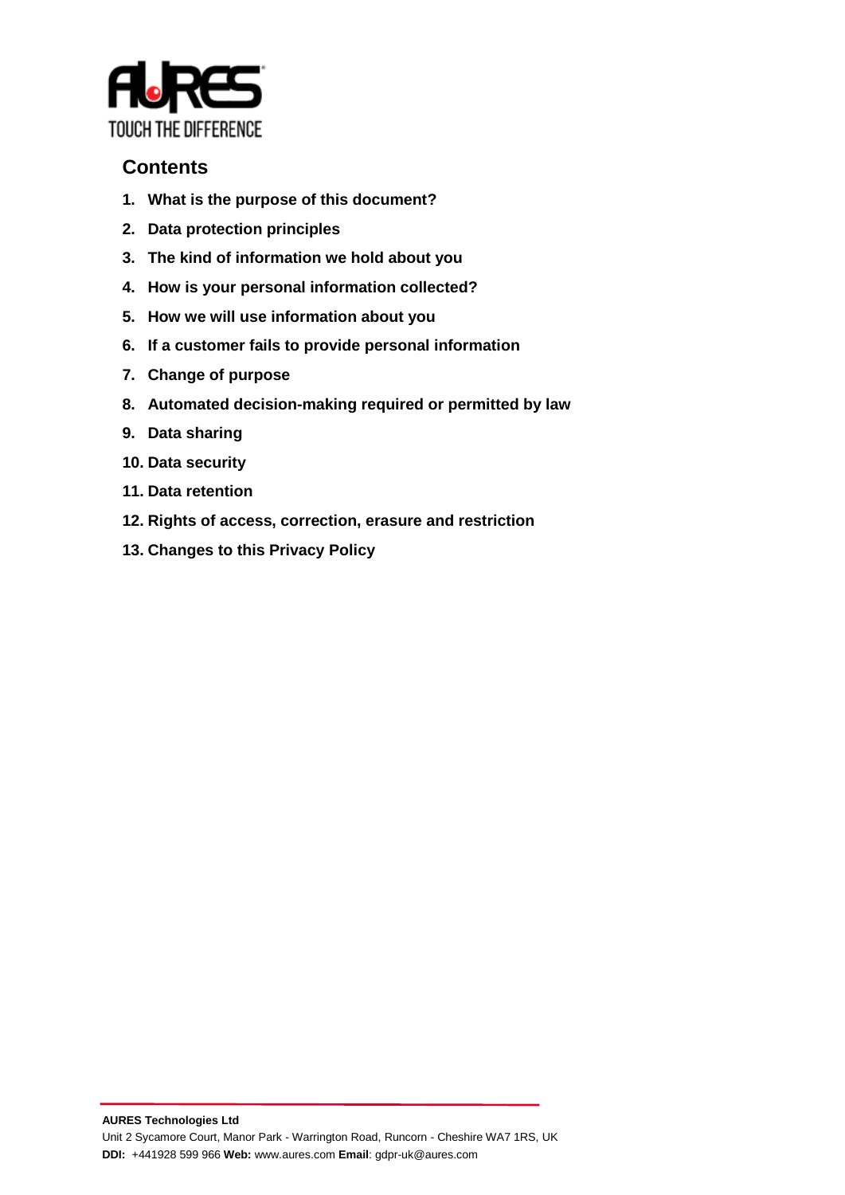## Contents

1. **What is the purpose of this document?**
2. **Data protection principles**
3. **The kind of information we hold about you**
4. **How is your personal information collected?**
5. **How we will use information about you**
6. **If a customer fails to provide personal information**
7. **Change of purpose**
8. **Automated decision-making required or permitted by law**
9. **Data sharing**
10. **Data security**
11. **Data retention**
12. **Rights of access, correction, erasure and restriction**
13. **Changes to this Privacy Policy**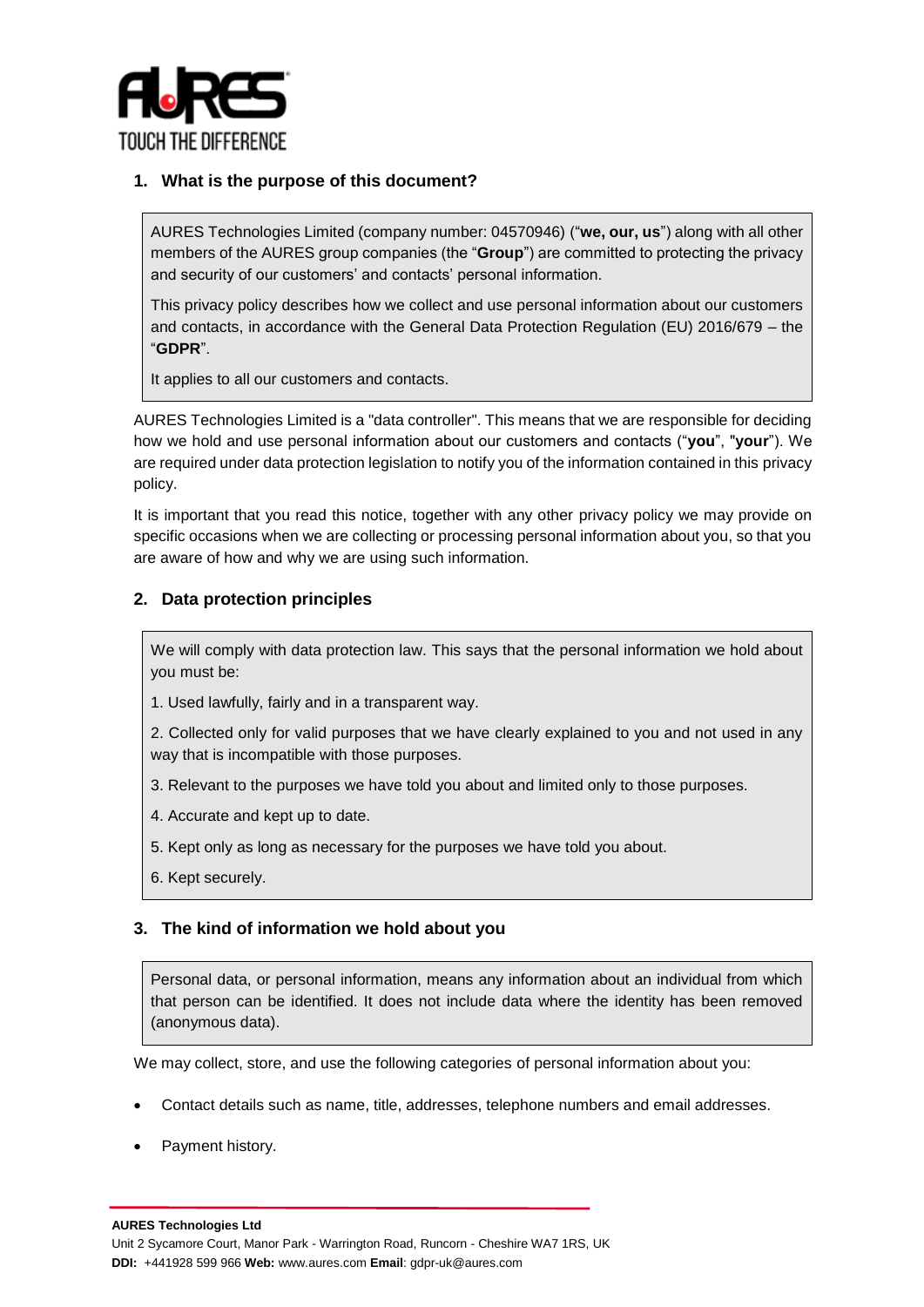## 1. What is the purpose of this document?

AURES Technologies Limited (company number: 04570946) ("**we, our, us**") along with all other members of the AURES group companies (the "**Group**") are committed to protecting the privacy and security of our customers' and contacts' personal information.

This privacy policy describes how we collect and use personal information about our customers and contacts, in accordance with the General Data Protection Regulation (EU) 2016/679 – the "**GDPR**".

It applies to all our customers and contacts.

AURES Technologies Limited is a "data controller". This means that we are responsible for deciding how we hold and use personal information about our customers and contacts ("**you**", "**your**"). We are required under data protection legislation to notify you of the information contained in this privacy policy.

It is important that you read this notice, together with any other privacy policy we may provide on specific occasions when we are collecting or processing personal information about you, so that you are aware of how and why we are using such information.

## 2. Data protection principles

We will comply with data protection law. This says that the personal information we hold about you must be:

1. Used lawfully, fairly and in a transparent way.
2. Collected only for valid purposes that we have clearly explained to you and not used in any way that is incompatible with those purposes.
3. Relevant to the purposes we have told you about and limited only to those purposes.
4. Accurate and kept up to date.
5. Kept only as long as necessary for the purposes we have told you about.
6. Kept securely.

## 3. The kind of information we hold about you

Personal data, or personal information, means any information about an individual from which that person can be identified. It does not include data where the identity has been removed (anonymous data).

We may collect, store, and use the following categories of personal information about you:

- Contact details such as name, title, addresses, telephone numbers and email addresses.
- Payment history.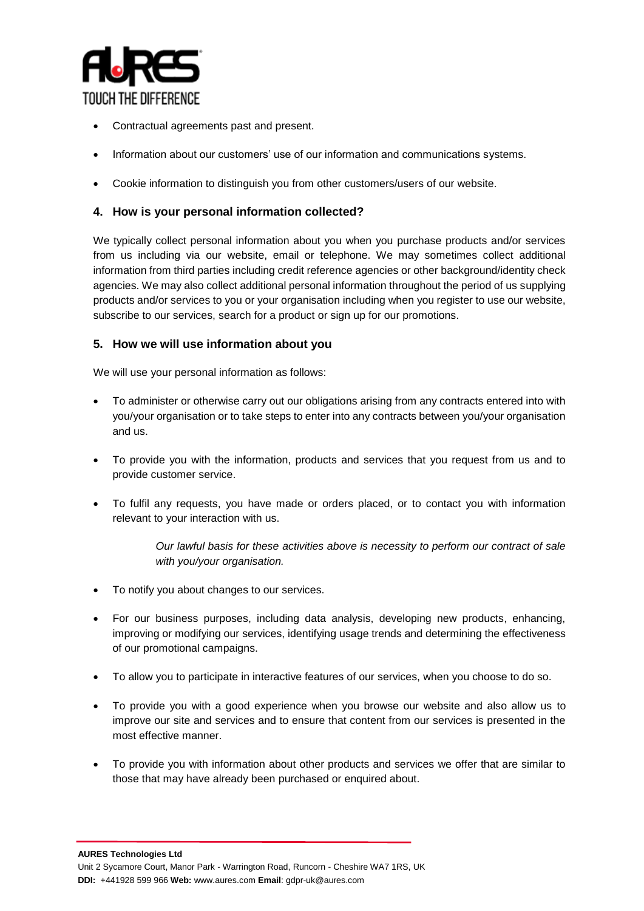- Contractual agreements past and present.
- Information about our customers' use of our information and communications systems.
- Cookie information to distinguish you from other customers/users of our website.

## 4. How is your personal information collected?

We typically collect personal information about you when you purchase products and/or services from us including via our website, email or telephone. We may sometimes collect additional information from third parties including credit reference agencies or other background/identity check agencies. We may also collect additional personal information throughout the period of us supplying products and/or services to you or your organisation including when you register to use our website, subscribe to our services, search for a product or sign up for our promotions.

## 5. How we will use information about you

We will use your personal information as follows:

- To administer or otherwise carry out our obligations arising from any contracts entered into with you/your organisation or to take steps to enter into any contracts between you/your organisation and us.
- To provide you with the information, products and services that you request from us and to provide customer service.
- To fulfil any requests, you have made or orders placed, or to contact you with information relevant to your interaction with us.

  *Our lawful basis for these activities above is necessity to perform our contract of sale with you/your organisation.*

- To notify you about changes to our services.
- For our business purposes, including data analysis, developing new products, enhancing, improving or modifying our services, identifying usage trends and determining the effectiveness of our promotional campaigns.
- To allow you to participate in interactive features of our services, when you choose to do so.
- To provide you with a good experience when you browse our website and also allow us to improve our site and services and to ensure that content from our services is presented in the most effective manner.
- To provide you with information about other products and services we offer that are similar to those that may have already been purchased or enquired about.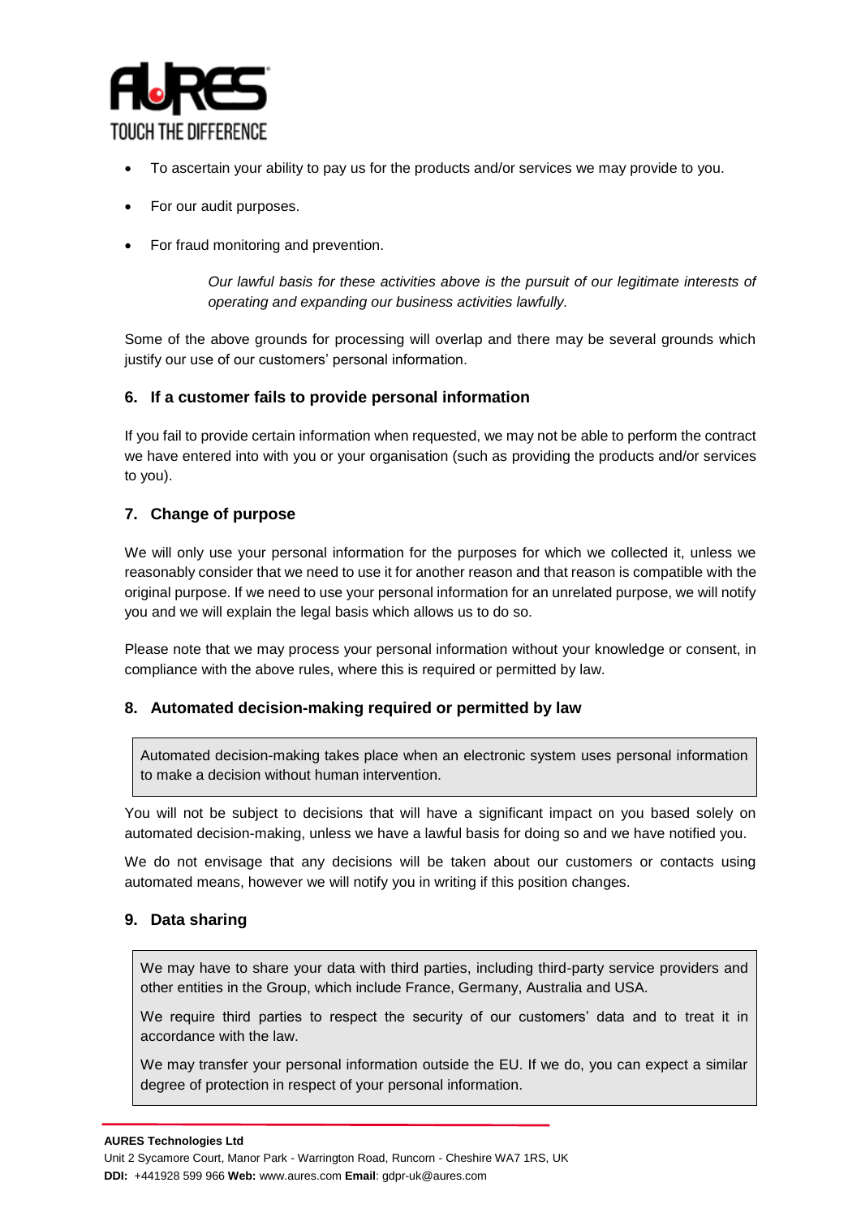- To ascertain your ability to pay us for the products and/or services we may provide to you.
- For our audit purposes.
- For fraud monitoring and prevention.

> *Our lawful basis for these activities above is the pursuit of our legitimate interests of operating and expanding our business activities lawfully.*

Some of the above grounds for processing will overlap and there may be several grounds which justify our use of our customers' personal information.

## 6. If a customer fails to provide personal information

If you fail to provide certain information when requested, we may not be able to perform the contract we have entered into with you or your organisation (such as providing the products and/or services to you).

## 7. Change of purpose

We will only use your personal information for the purposes for which we collected it, unless we reasonably consider that we need to use it for another reason and that reason is compatible with the original purpose. If we need to use your personal information for an unrelated purpose, we will notify you and we will explain the legal basis which allows us to do so.

Please note that we may process your personal information without your knowledge or consent, in compliance with the above rules, where this is required or permitted by law.

## 8. Automated decision-making required or permitted by law

> Automated decision-making takes place when an electronic system uses personal information to make a decision without human intervention.

You will not be subject to decisions that will have a significant impact on you based solely on automated decision-making, unless we have a lawful basis for doing so and we have notified you.

We do not envisage that any decisions will be taken about our customers or contacts using automated means, however we will notify you in writing if this position changes.

## 9. Data sharing

> We may have to share your data with third parties, including third-party service providers and other entities in the Group, which include France, Germany, Australia and USA.
>
> We require third parties to respect the security of our customers' data and to treat it in accordance with the law.
>
> We may transfer your personal information outside the EU. If we do, you can expect a similar degree of protection in respect of your personal information.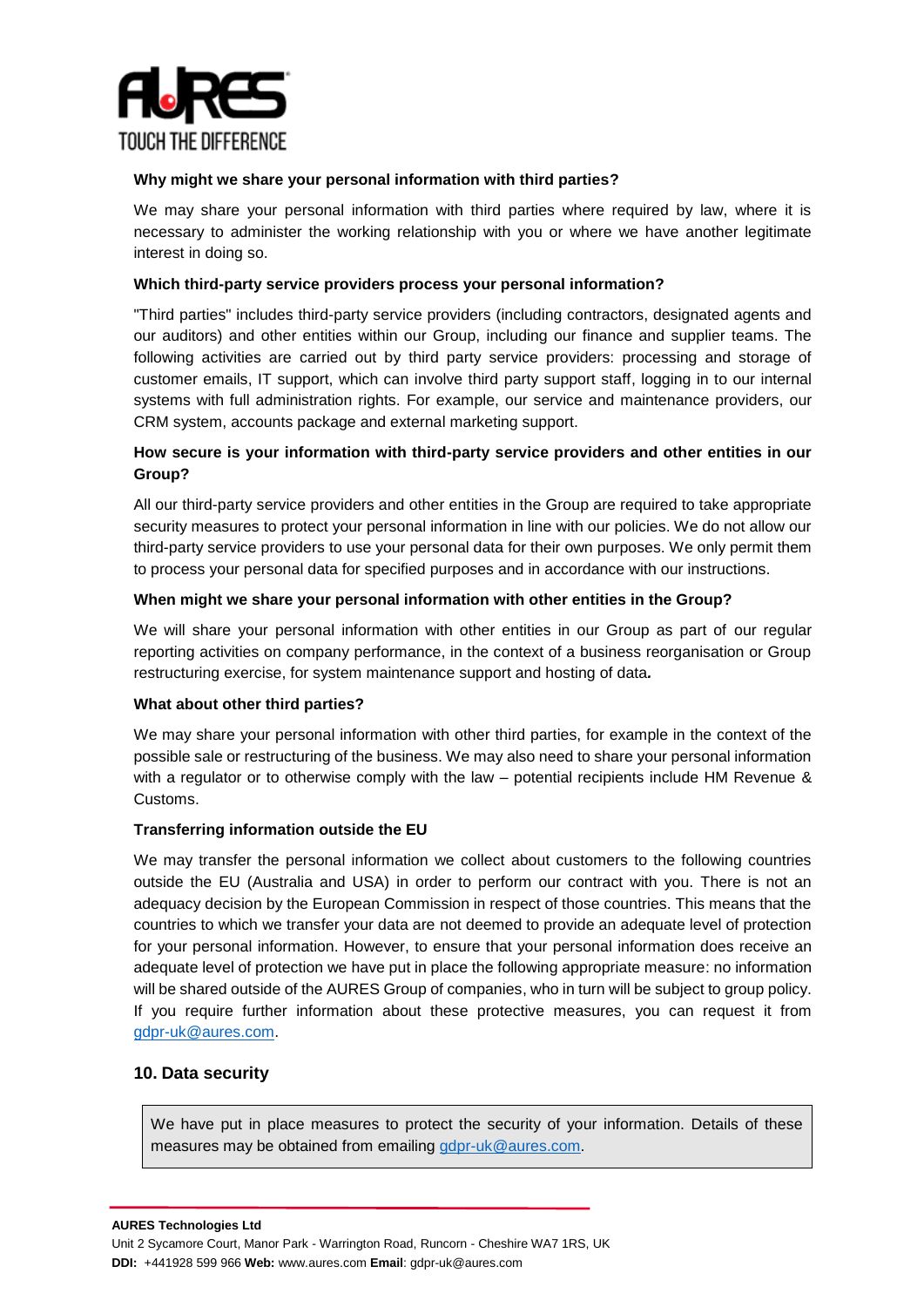**Why might we share your personal information with third parties?**

We may share your personal information with third parties where required by law, where it is necessary to administer the working relationship with you or where we have another legitimate interest in doing so.

**Which third-party service providers process your personal information?**

"Third parties" includes third-party service providers (including contractors, designated agents and our auditors) and other entities within our Group, including our finance and supplier teams. The following activities are carried out by third party service providers: processing and storage of customer emails, IT support, which can involve third party support staff, logging in to our internal systems with full administration rights. For example, our service and maintenance providers, our CRM system, accounts package and external marketing support.

**How secure is your information with third-party service providers and other entities in our Group?**

All our third-party service providers and other entities in the Group are required to take appropriate security measures to protect your personal information in line with our policies. We do not allow our third-party service providers to use your personal data for their own purposes. We only permit them to process your personal data for specified purposes and in accordance with our instructions.

**When might we share your personal information with other entities in the Group?**

We will share your personal information with other entities in our Group as part of our regular reporting activities on company performance, in the context of a business reorganisation or Group restructuring exercise, for system maintenance support and hosting of data***.***

**What about other third parties?**

We may share your personal information with other third parties, for example in the context of the possible sale or restructuring of the business. We may also need to share your personal information with a regulator or to otherwise comply with the law – potential recipients include HM Revenue & Customs.

**Transferring information outside the EU**

We may transfer the personal information we collect about customers to the following countries outside the EU (Australia and USA) in order to perform our contract with you. There is not an adequacy decision by the European Commission in respect of those countries. This means that the countries to which we transfer your data are not deemed to provide an adequate level of protection for your personal information. However, to ensure that your personal information does receive an adequate level of protection we have put in place the following appropriate measure: no information will be shared outside of the AURES Group of companies, who in turn will be subject to group policy. If you require further information about these protective measures, you can request it from gdpr-uk@aures.com.

## 10. Data security

We have put in place measures to protect the security of your information. Details of these measures may be obtained from emailing gdpr-uk@aures.com.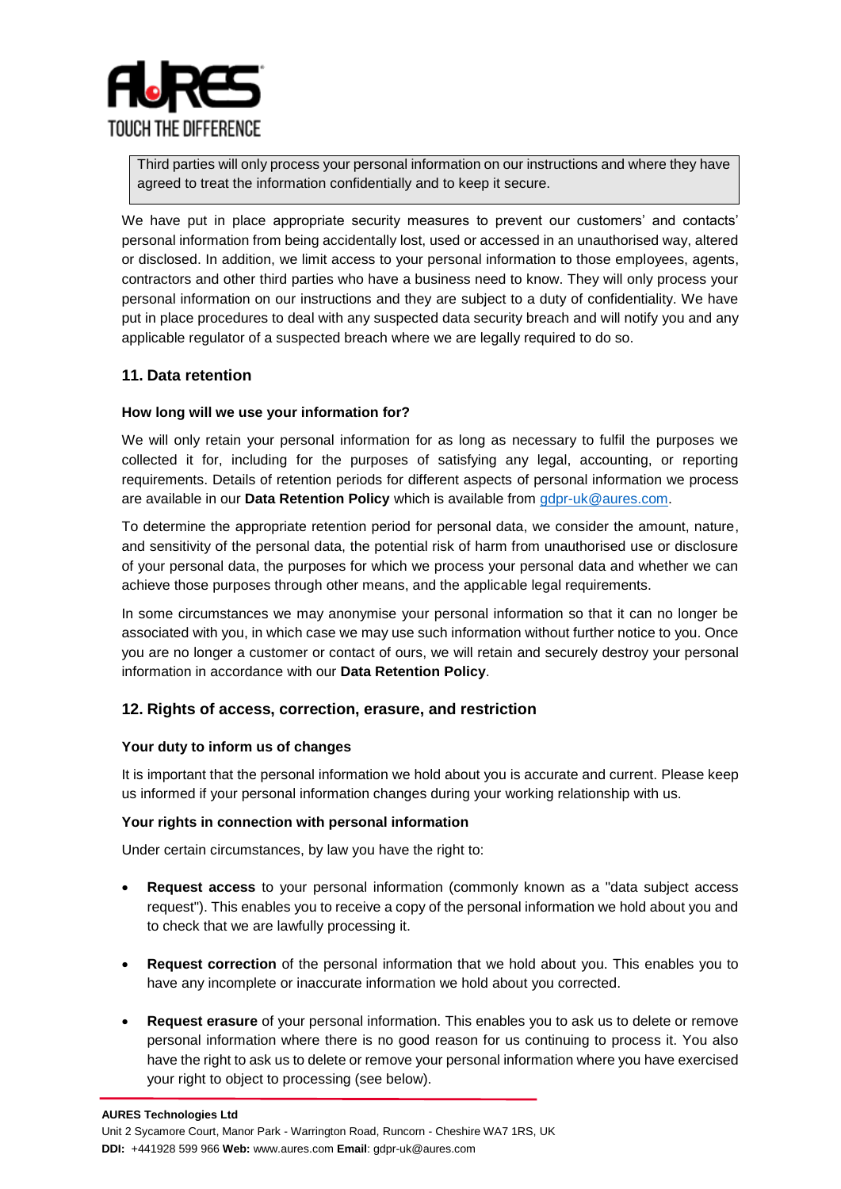> Third parties will only process your personal information on our instructions and where they have agreed to treat the information confidentially and to keep it secure.

We have put in place appropriate security measures to prevent our customers' and contacts' personal information from being accidentally lost, used or accessed in an unauthorised way, altered or disclosed. In addition, we limit access to your personal information to those employees, agents, contractors and other third parties who have a business need to know. They will only process your personal information on our instructions and they are subject to a duty of confidentiality. We have put in place procedures to deal with any suspected data security breach and will notify you and any applicable regulator of a suspected breach where we are legally required to do so.

## 11. Data retention

### How long will we use your information for?

We will only retain your personal information for as long as necessary to fulfil the purposes we collected it for, including for the purposes of satisfying any legal, accounting, or reporting requirements. Details of retention periods for different aspects of personal information we process are available in our **Data Retention Policy** which is available from gdpr-uk@aures.com.

To determine the appropriate retention period for personal data, we consider the amount, nature, and sensitivity of the personal data, the potential risk of harm from unauthorised use or disclosure of your personal data, the purposes for which we process your personal data and whether we can achieve those purposes through other means, and the applicable legal requirements.

In some circumstances we may anonymise your personal information so that it can no longer be associated with you, in which case we may use such information without further notice to you. Once you are no longer a customer or contact of ours, we will retain and securely destroy your personal information in accordance with our **Data Retention Policy**.

## 12. Rights of access, correction, erasure, and restriction

### Your duty to inform us of changes

It is important that the personal information we hold about you is accurate and current. Please keep us informed if your personal information changes during your working relationship with us.

### Your rights in connection with personal information

Under certain circumstances, by law you have the right to:

- **Request access** to your personal information (commonly known as a "data subject access request"). This enables you to receive a copy of the personal information we hold about you and to check that we are lawfully processing it.
- **Request correction** of the personal information that we hold about you. This enables you to have any incomplete or inaccurate information we hold about you corrected.
- **Request erasure** of your personal information. This enables you to ask us to delete or remove personal information where there is no good reason for us continuing to process it. You also have the right to ask us to delete or remove your personal information where you have exercised your right to object to processing (see below).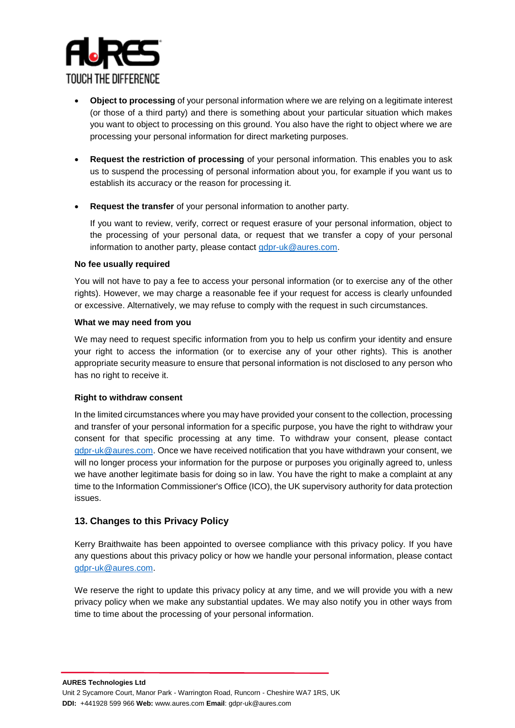- **Object to processing** of your personal information where we are relying on a legitimate interest (or those of a third party) and there is something about your particular situation which makes you want to object to processing on this ground. You also have the right to object where we are processing your personal information for direct marketing purposes.

- **Request the restriction of processing** of your personal information. This enables you to ask us to suspend the processing of personal information about you, for example if you want us to establish its accuracy or the reason for processing it.

- **Request the transfer** of your personal information to another party.

  If you want to review, verify, correct or request erasure of your personal information, object to the processing of your personal data, or request that we transfer a copy of your personal information to another party, please contact gdpr-uk@aures.com.

**No fee usually required**

You will not have to pay a fee to access your personal information (or to exercise any of the other rights). However, we may charge a reasonable fee if your request for access is clearly unfounded or excessive. Alternatively, we may refuse to comply with the request in such circumstances.

**What we may need from you**

We may need to request specific information from you to help us confirm your identity and ensure your right to access the information (or to exercise any of your other rights). This is another appropriate security measure to ensure that personal information is not disclosed to any person who has no right to receive it.

**Right to withdraw consent**

In the limited circumstances where you may have provided your consent to the collection, processing and transfer of your personal information for a specific purpose, you have the right to withdraw your consent for that specific processing at any time. To withdraw your consent, please contact gdpr-uk@aures.com. Once we have received notification that you have withdrawn your consent, we will no longer process your information for the purpose or purposes you originally agreed to, unless we have another legitimate basis for doing so in law. You have the right to make a complaint at any time to the Information Commissioner's Office (ICO), the UK supervisory authority for data protection issues.

## 13. Changes to this Privacy Policy

Kerry Braithwaite has been appointed to oversee compliance with this privacy policy. If you have any questions about this privacy policy or how we handle your personal information, please contact gdpr-uk@aures.com.

We reserve the right to update this privacy policy at any time, and we will provide you with a new privacy policy when we make any substantial updates. We may also notify you in other ways from time to time about the processing of your personal information.